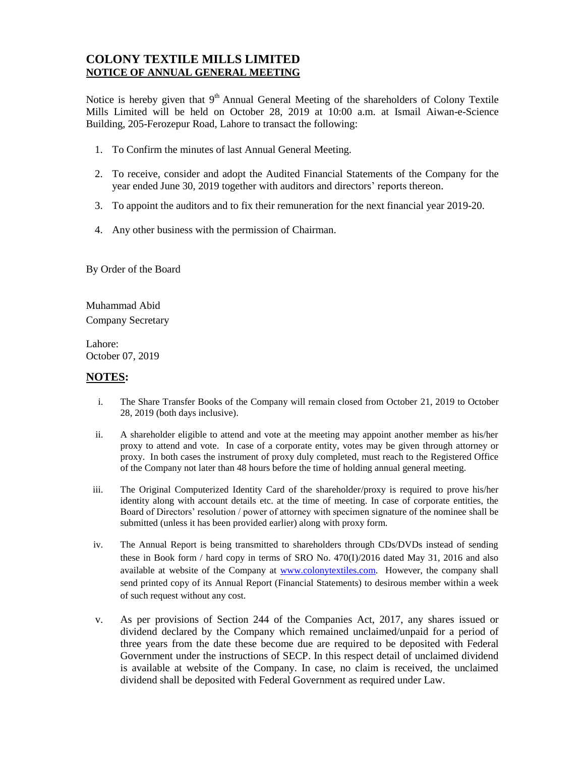# COLONY TEXTILE MILLS LIMITED

## NOTICE OF ANNUAL GENERAL MEETING

Notice is hereby given that 9th Annual General Meeting of the shareholders of Colony Textile Mills Limited will be held on October 28, 2019 at 10:00 a.m. at Ismail Aiwan-e-Science Building, 205-Ferozepur Road, Lahore to transact the following:

1. To Confirm the minutes of last Annual General Meeting.
2. To receive, consider and adopt the Audited Financial Statements of the Company for the year ended June 30, 2019 together with auditors and directors' reports thereon.
3. To appoint the auditors and to fix their remuneration for the next financial year 2019-20.
4. Any other business with the permission of Chairman.

By Order of the Board

Muhammad Abid
Company Secretary

Lahore:
October 07, 2019

## NOTES:

i. The Share Transfer Books of the Company will remain closed from October 21, 2019 to October 28, 2019 (both days inclusive).

ii. A shareholder eligible to attend and vote at the meeting may appoint another member as his/her proxy to attend and vote. In case of a corporate entity, votes may be given through attorney or proxy. In both cases the instrument of proxy duly completed, must reach to the Registered Office of the Company not later than 48 hours before the time of holding annual general meeting.

iii. The Original Computerized Identity Card of the shareholder/proxy is required to prove his/her identity along with account details etc. at the time of meeting. In case of corporate entities, the Board of Directors' resolution / power of attorney with specimen signature of the nominee shall be submitted (unless it has been provided earlier) along with proxy form.

iv. The Annual Report is being transmitted to shareholders through CDs/DVDs instead of sending these in Book form / hard copy in terms of SRO No. 470(I)/2016 dated May 31, 2016 and also available at website of the Company at www.colonytextiles.com. However, the company shall send printed copy of its Annual Report (Financial Statements) to desirous member within a week of such request without any cost.

v. As per provisions of Section 244 of the Companies Act, 2017, any shares issued or dividend declared by the Company which remained unclaimed/unpaid for a period of three years from the date these become due are required to be deposited with Federal Government under the instructions of SECP. In this respect detail of unclaimed dividend is available at website of the Company. In case, no claim is received, the unclaimed dividend shall be deposited with Federal Government as required under Law.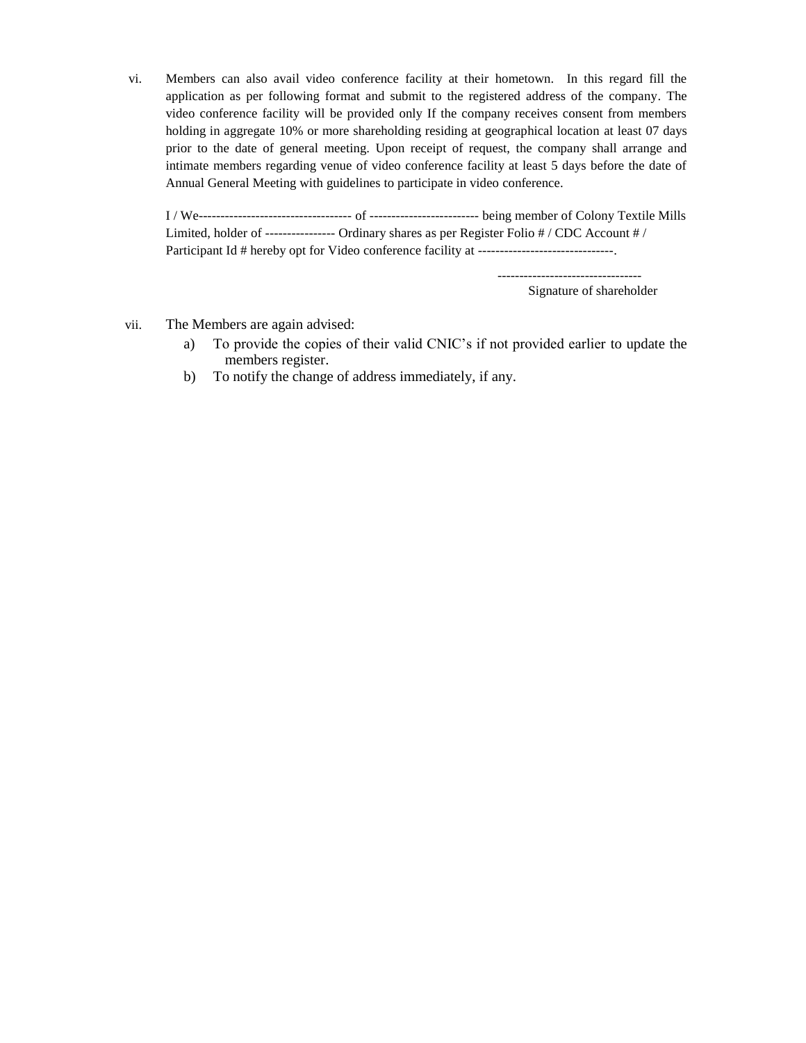vi. Members can also avail video conference facility at their hometown. In this regard fill the application as per following format and submit to the registered address of the company. The video conference facility will be provided only If the company receives consent from members holding in aggregate 10% or more shareholding residing at geographical location at least 07 days prior to the date of general meeting. Upon receipt of request, the company shall arrange and intimate members regarding venue of video conference facility at least 5 days before the date of Annual General Meeting with guidelines to participate in video conference.

I / We----------------------------------- of ------------------------- being member of Colony Textile Mills Limited, holder of ---------------- Ordinary shares as per Register Folio # / CDC Account # / Participant Id # hereby opt for Video conference facility at -------------------------------.

---------------------------------
Signature of shareholder

vii. The Members are again advised:

a) To provide the copies of their valid CNIC's if not provided earlier to update the members register.

b) To notify the change of address immediately, if any.